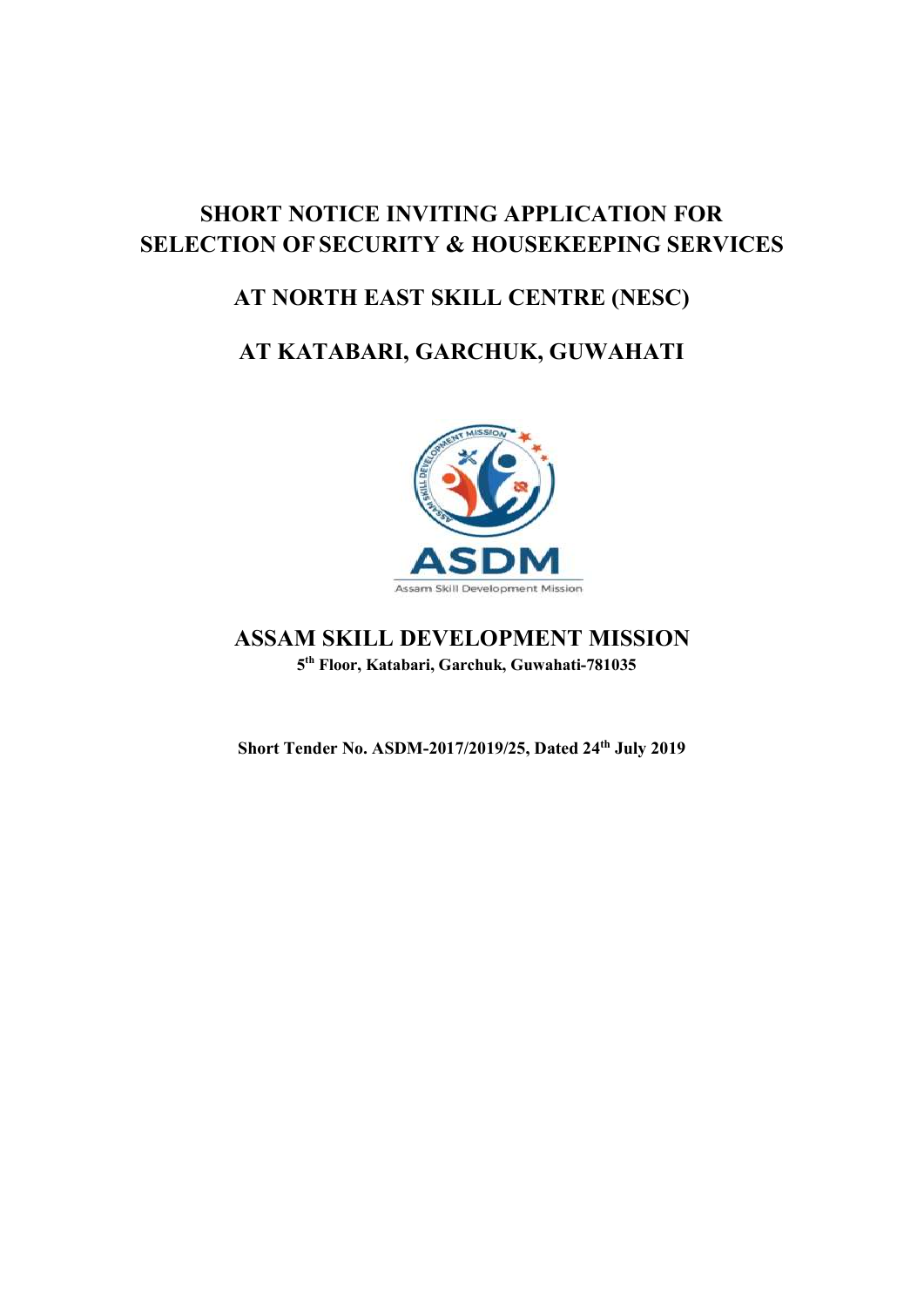# SHORT NOTICE INVITING APPLICATION FOR SELECTION OF SECURITY & HOUSEKEEPING SERVICES

## AT NORTH EAST SKILL CENTRE (NESC)

## AT KATABARI, GARCHUK, GUWAHATI

## ASSAM SKILL DEVELOPMENT MISSION

**5th Floor, Katabari, Garchuk, Guwahati-781035**

**Short Tender No. ASDM-2017/2019/25, Dated 24th July 2019**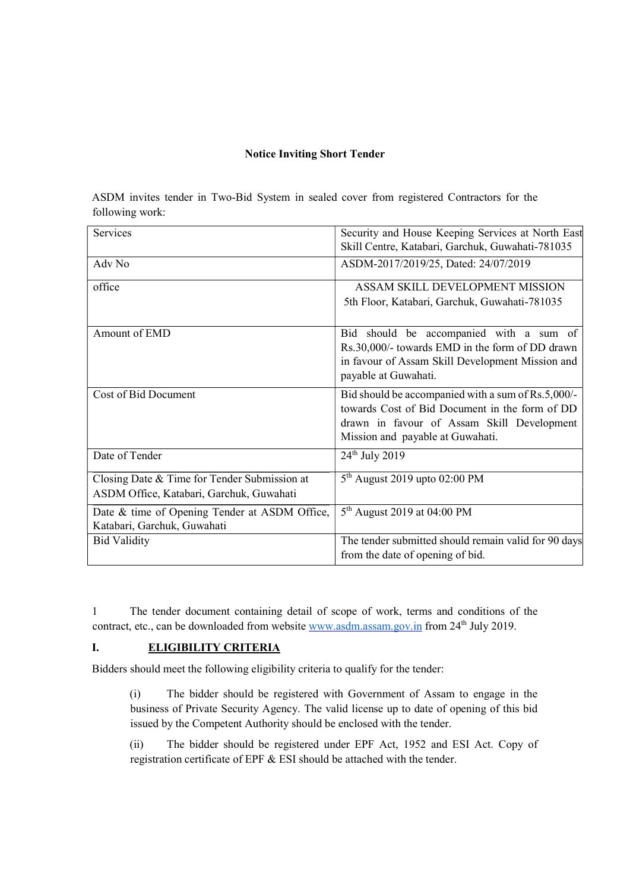**Notice Inviting Short Tender**

ASDM invites tender in Two-Bid System in sealed cover from registered Contractors for the following work:

| | |
|---|---|
| Services | Security and House Keeping Services at North East Skill Centre, Katabari, Garchuk, Guwahati-781035 |
| Adv No | ASDM-2017/2019/25, Dated: 24/07/2019 |
| office | ASSAM SKILL DEVELOPMENT MISSION<br>5th Floor, Katabari, Garchuk, Guwahati-781035 |
| Amount of EMD | Bid should be accompanied with a sum of Rs.30,000/- towards EMD in the form of DD drawn in favour of Assam Skill Development Mission and payable at Guwahati. |
| Cost of Bid Document | Bid should be accompanied with a sum of Rs.5,000/- towards Cost of Bid Document in the form of DD drawn in favour of Assam Skill Development Mission and payable at Guwahati. |
| Date of Tender | 24th July 2019 |
| Closing Date & Time for Tender Submission at ASDM Office, Katabari, Garchuk, Guwahati | 5th August 2019 upto 02:00 PM |
| Date & time of Opening Tender at ASDM Office, Katabari, Garchuk, Guwahati | 5th August 2019 at 04:00 PM |
| Bid Validity | The tender submitted should remain valid for 90 days from the date of opening of bid. |

1 The tender document containing detail of scope of work, terms and conditions of the contract, etc., can be downloaded from website www.asdm.assam.gov.in from 24th July 2019.

## I. ELIGIBILITY CRITERIA

Bidders should meet the following eligibility criteria to qualify for the tender:

(i) The bidder should be registered with Government of Assam to engage in the business of Private Security Agency. The valid license up to date of opening of this bid issued by the Competent Authority should be enclosed with the tender.

(ii) The bidder should be registered under EPF Act, 1952 and ESI Act. Copy of registration certificate of EPF & ESI should be attached with the tender.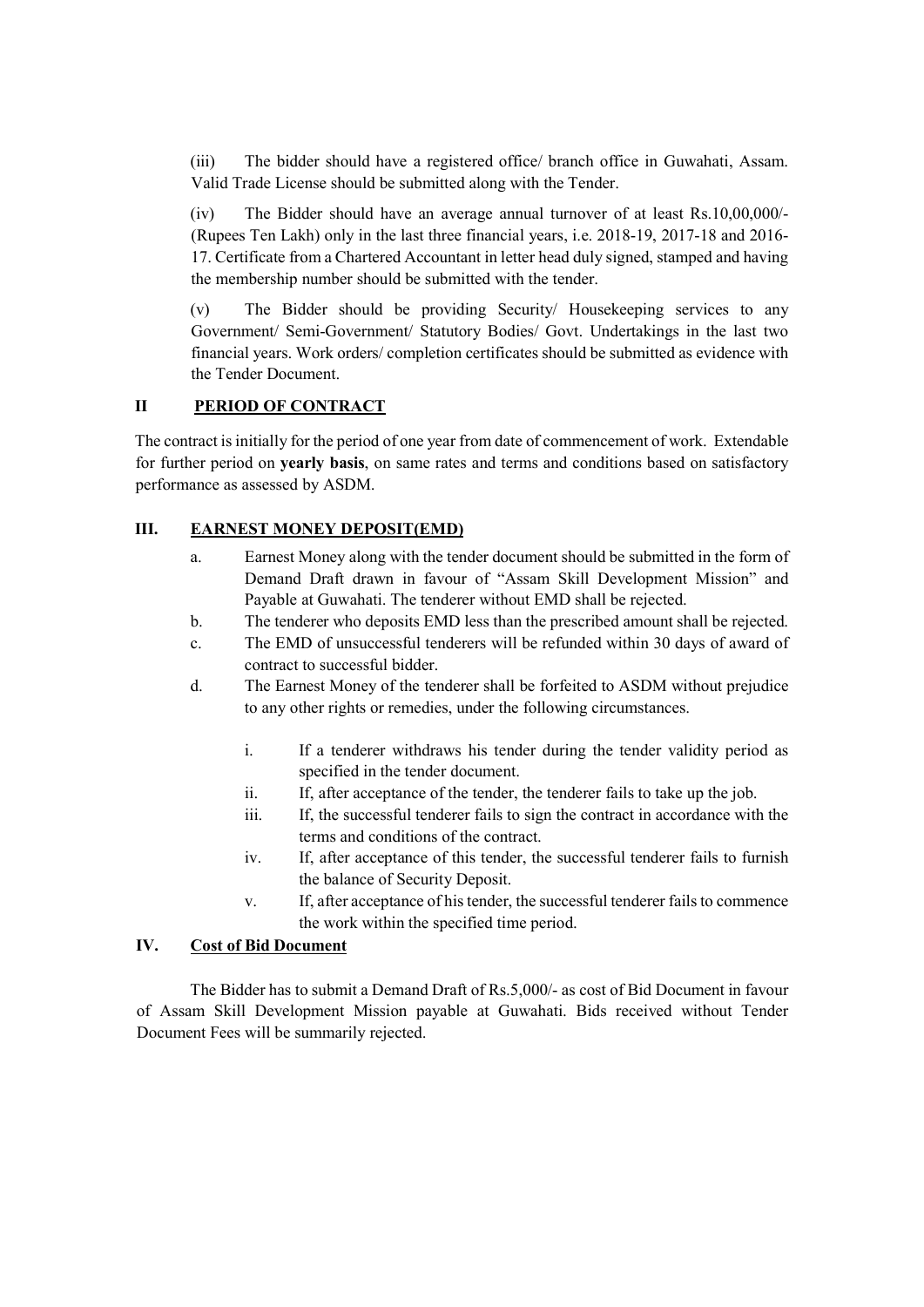(iii) The bidder should have a registered office/ branch office in Guwahati, Assam. Valid Trade License should be submitted along with the Tender.

(iv) The Bidder should have an average annual turnover of at least Rs.10,00,000/- (Rupees Ten Lakh) only in the last three financial years, i.e. 2018-19, 2017-18 and 2016-17. Certificate from a Chartered Accountant in letter head duly signed, stamped and having the membership number should be submitted with the tender.

(v) The Bidder should be providing Security/ Housekeeping services to any Government/ Semi-Government/ Statutory Bodies/ Govt. Undertakings in the last two financial years. Work orders/ completion certificates should be submitted as evidence with the Tender Document.

## II PERIOD OF CONTRACT

The contract is initially for the period of one year from date of commencement of work. Extendable for further period on **yearly basis**, on same rates and terms and conditions based on satisfactory performance as assessed by ASDM.

## III. EARNEST MONEY DEPOSIT(EMD)

a. Earnest Money along with the tender document should be submitted in the form of Demand Draft drawn in favour of "Assam Skill Development Mission" and Payable at Guwahati. The tenderer without EMD shall be rejected.

b. The tenderer who deposits EMD less than the prescribed amount shall be rejected.

c. The EMD of unsuccessful tenderers will be refunded within 30 days of award of contract to successful bidder.

d. The Earnest Money of the tenderer shall be forfeited to ASDM without prejudice to any other rights or remedies, under the following circumstances.

   i. If a tenderer withdraws his tender during the tender validity period as specified in the tender document.

   ii. If, after acceptance of the tender, the tenderer fails to take up the job.

   iii. If, the successful tenderer fails to sign the contract in accordance with the terms and conditions of the contract.

   iv. If, after acceptance of this tender, the successful tenderer fails to furnish the balance of Security Deposit.

   v. If, after acceptance of his tender, the successful tenderer fails to commence the work within the specified time period.

## IV. Cost of Bid Document

The Bidder has to submit a Demand Draft of Rs.5,000/- as cost of Bid Document in favour of Assam Skill Development Mission payable at Guwahati. Bids received without Tender Document Fees will be summarily rejected.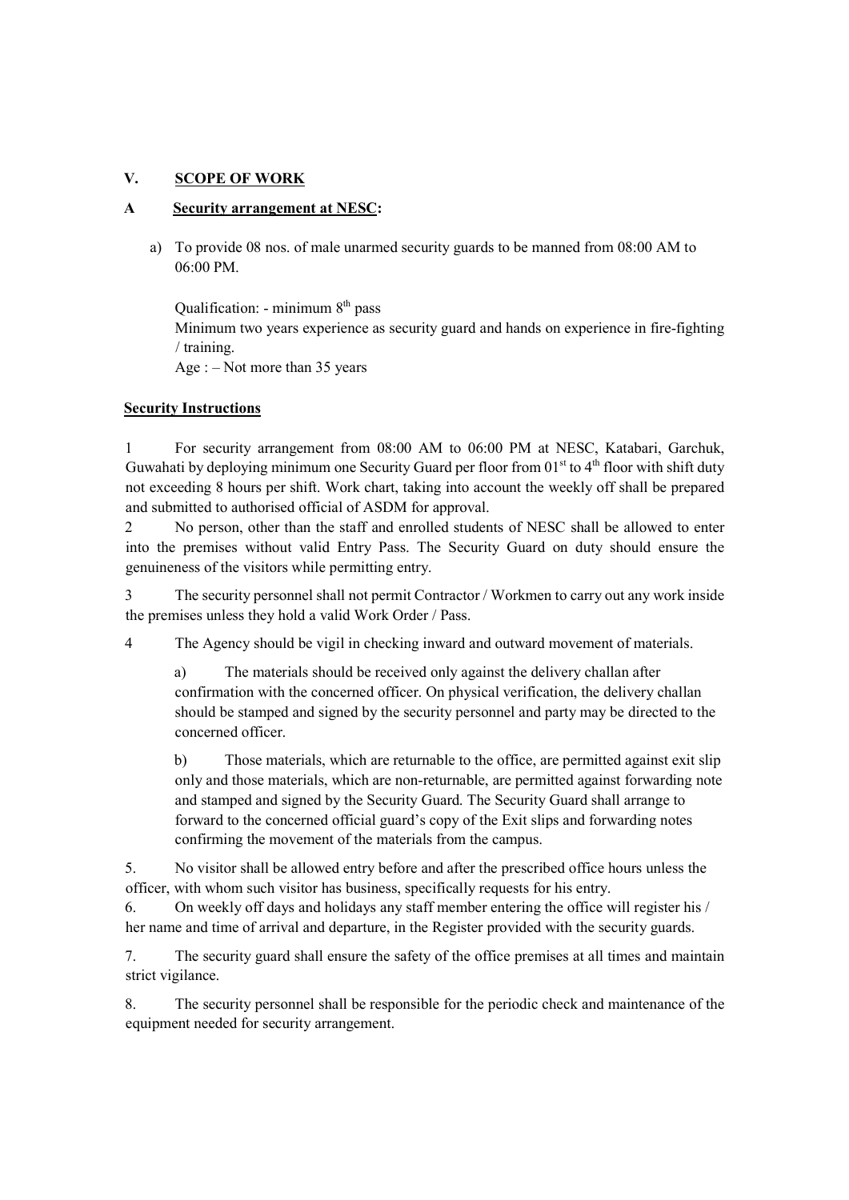## V. SCOPE OF WORK

### A Security arrangement at NESC:

a) To provide 08 nos. of male unarmed security guards to be manned from 08:00 AM to 06:00 PM.

Qualification: - minimum 8th pass
Minimum two years experience as security guard and hands on experience in fire-fighting / training.
Age : – Not more than 35 years

**Security Instructions**

1 For security arrangement from 08:00 AM to 06:00 PM at NESC, Katabari, Garchuk, Guwahati by deploying minimum one Security Guard per floor from 01st to 4th floor with shift duty not exceeding 8 hours per shift. Work chart, taking into account the weekly off shall be prepared and submitted to authorised official of ASDM for approval.

2 No person, other than the staff and enrolled students of NESC shall be allowed to enter into the premises without valid Entry Pass. The Security Guard on duty should ensure the genuineness of the visitors while permitting entry.

3 The security personnel shall not permit Contractor / Workmen to carry out any work inside the premises unless they hold a valid Work Order / Pass.

4 The Agency should be vigil in checking inward and outward movement of materials.

a) The materials should be received only against the delivery challan after confirmation with the concerned officer. On physical verification, the delivery challan should be stamped and signed by the security personnel and party may be directed to the concerned officer.

b) Those materials, which are returnable to the office, are permitted against exit slip only and those materials, which are non-returnable, are permitted against forwarding note and stamped and signed by the Security Guard. The Security Guard shall arrange to forward to the concerned official guard's copy of the Exit slips and forwarding notes confirming the movement of the materials from the campus.

5. No visitor shall be allowed entry before and after the prescribed office hours unless the officer, with whom such visitor has business, specifically requests for his entry.

6. On weekly off days and holidays any staff member entering the office will register his / her name and time of arrival and departure, in the Register provided with the security guards.

7. The security guard shall ensure the safety of the office premises at all times and maintain strict vigilance.

8. The security personnel shall be responsible for the periodic check and maintenance of the equipment needed for security arrangement.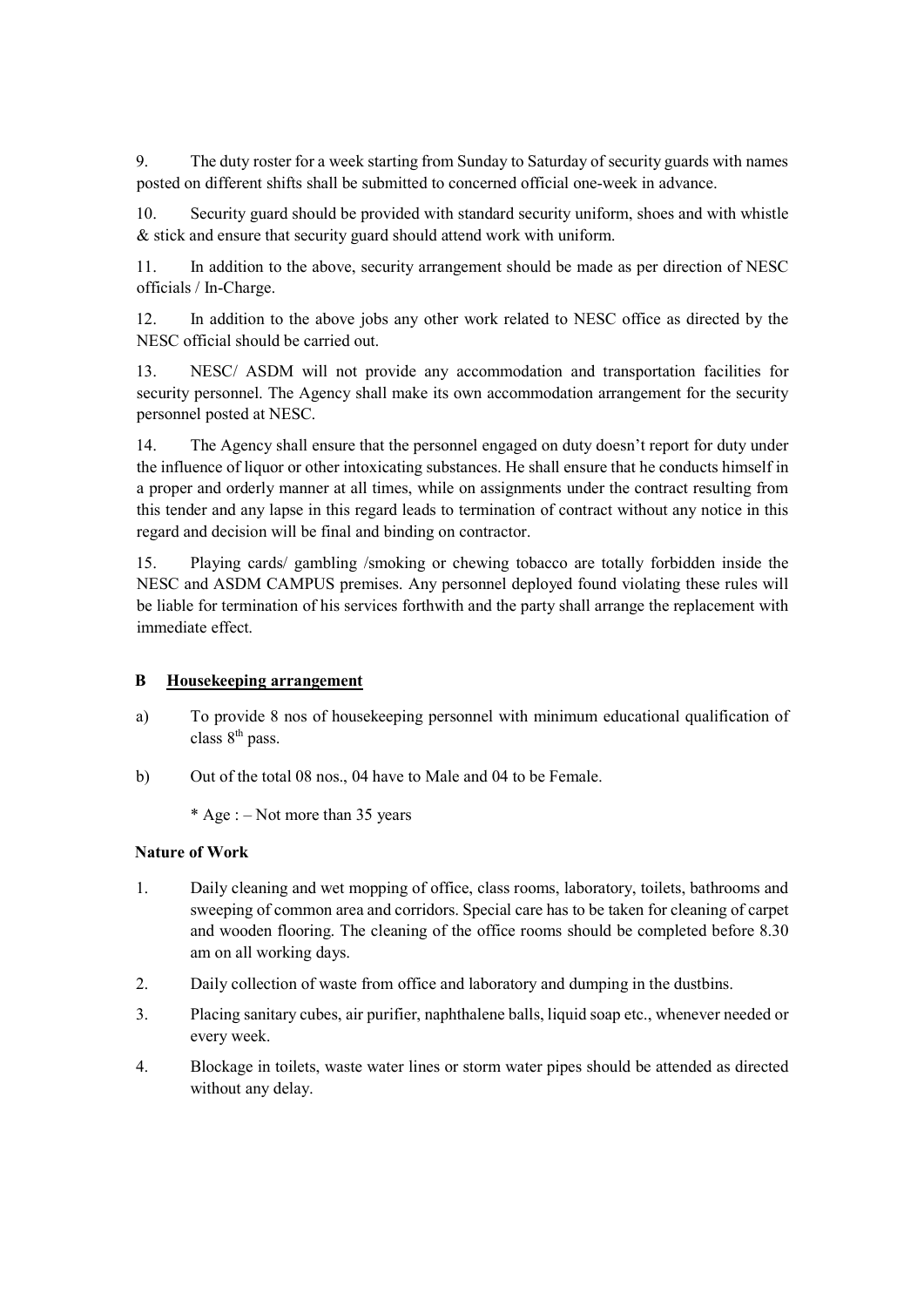9. The duty roster for a week starting from Sunday to Saturday of security guards with names posted on different shifts shall be submitted to concerned official one-week in advance.

10. Security guard should be provided with standard security uniform, shoes and with whistle & stick and ensure that security guard should attend work with uniform.

11. In addition to the above, security arrangement should be made as per direction of NESC officials / In-Charge.

12. In addition to the above jobs any other work related to NESC office as directed by the NESC official should be carried out.

13. NESC/ ASDM will not provide any accommodation and transportation facilities for security personnel. The Agency shall make its own accommodation arrangement for the security personnel posted at NESC.

14. The Agency shall ensure that the personnel engaged on duty doesn't report for duty under the influence of liquor or other intoxicating substances. He shall ensure that he conducts himself in a proper and orderly manner at all times, while on assignments under the contract resulting from this tender and any lapse in this regard leads to termination of contract without any notice in this regard and decision will be final and binding on contractor.

15. Playing cards/ gambling /smoking or chewing tobacco are totally forbidden inside the NESC and ASDM CAMPUS premises. Any personnel deployed found violating these rules will be liable for termination of his services forthwith and the party shall arrange the replacement with immediate effect.

## B Housekeeping arrangement

a) To provide 8 nos of housekeeping personnel with minimum educational qualification of class 8th pass.

b) Out of the total 08 nos., 04 have to Male and 04 to be Female.

   * Age : – Not more than 35 years

**Nature of Work**

1. Daily cleaning and wet mopping of office, class rooms, laboratory, toilets, bathrooms and sweeping of common area and corridors. Special care has to be taken for cleaning of carpet and wooden flooring. The cleaning of the office rooms should be completed before 8.30 am on all working days.

2. Daily collection of waste from office and laboratory and dumping in the dustbins.

3. Placing sanitary cubes, air purifier, naphthalene balls, liquid soap etc., whenever needed or every week.

4. Blockage in toilets, waste water lines or storm water pipes should be attended as directed without any delay.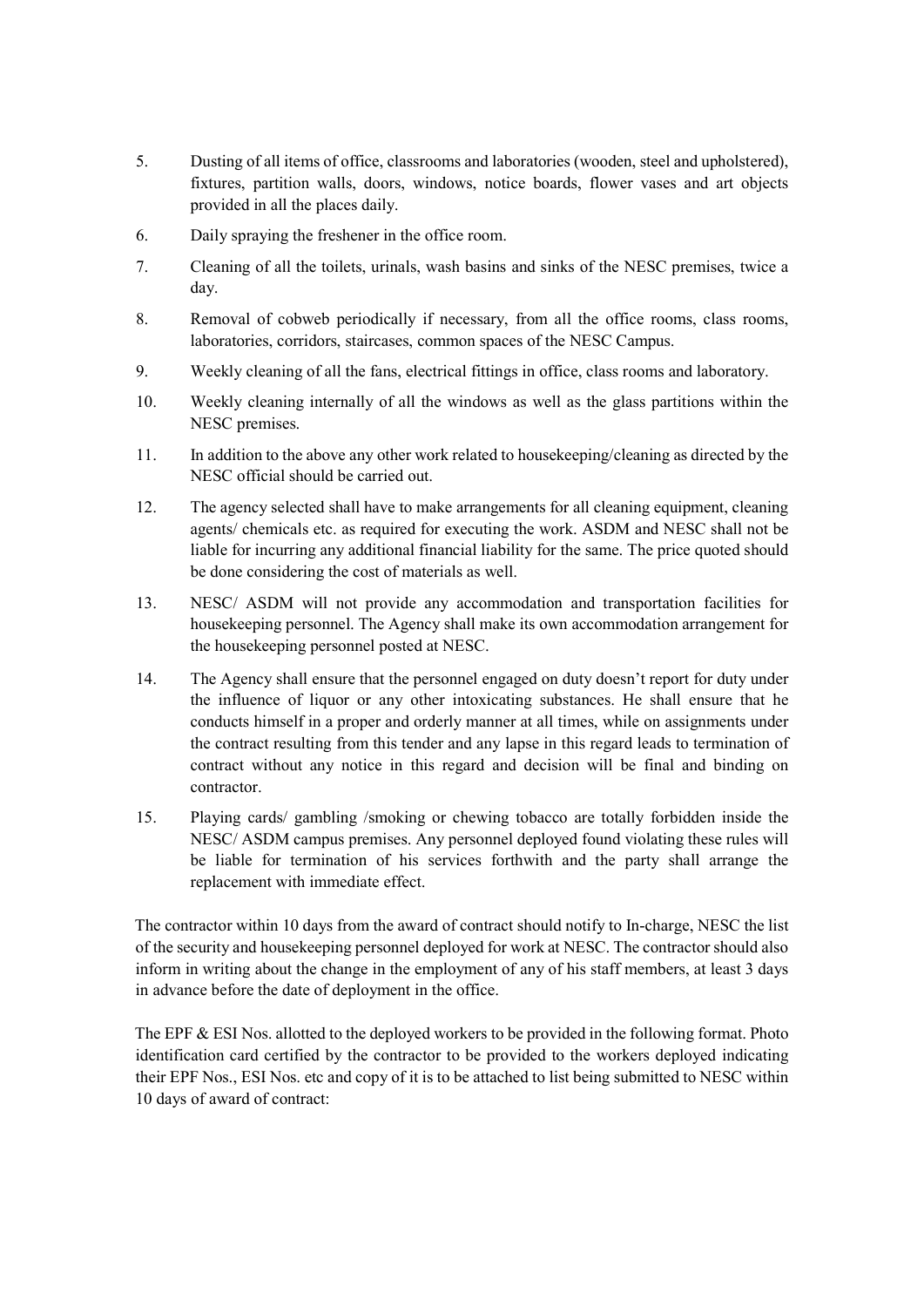5. Dusting of all items of office, classrooms and laboratories (wooden, steel and upholstered), fixtures, partition walls, doors, windows, notice boards, flower vases and art objects provided in all the places daily.

6. Daily spraying the freshener in the office room.

7. Cleaning of all the toilets, urinals, wash basins and sinks of the NESC premises, twice a day.

8. Removal of cobweb periodically if necessary, from all the office rooms, class rooms, laboratories, corridors, staircases, common spaces of the NESC Campus.

9. Weekly cleaning of all the fans, electrical fittings in office, class rooms and laboratory.

10. Weekly cleaning internally of all the windows as well as the glass partitions within the NESC premises.

11. In addition to the above any other work related to housekeeping/cleaning as directed by the NESC official should be carried out.

12. The agency selected shall have to make arrangements for all cleaning equipment, cleaning agents/ chemicals etc. as required for executing the work. ASDM and NESC shall not be liable for incurring any additional financial liability for the same. The price quoted should be done considering the cost of materials as well.

13. NESC/ ASDM will not provide any accommodation and transportation facilities for housekeeping personnel. The Agency shall make its own accommodation arrangement for the housekeeping personnel posted at NESC.

14. The Agency shall ensure that the personnel engaged on duty doesn't report for duty under the influence of liquor or any other intoxicating substances. He shall ensure that he conducts himself in a proper and orderly manner at all times, while on assignments under the contract resulting from this tender and any lapse in this regard leads to termination of contract without any notice in this regard and decision will be final and binding on contractor.

15. Playing cards/ gambling /smoking or chewing tobacco are totally forbidden inside the NESC/ ASDM campus premises. Any personnel deployed found violating these rules will be liable for termination of his services forthwith and the party shall arrange the replacement with immediate effect.

The contractor within 10 days from the award of contract should notify to In-charge, NESC the list of the security and housekeeping personnel deployed for work at NESC. The contractor should also inform in writing about the change in the employment of any of his staff members, at least 3 days in advance before the date of deployment in the office.

The EPF & ESI Nos. allotted to the deployed workers to be provided in the following format. Photo identification card certified by the contractor to be provided to the workers deployed indicating their EPF Nos., ESI Nos. etc and copy of it is to be attached to list being submitted to NESC within 10 days of award of contract: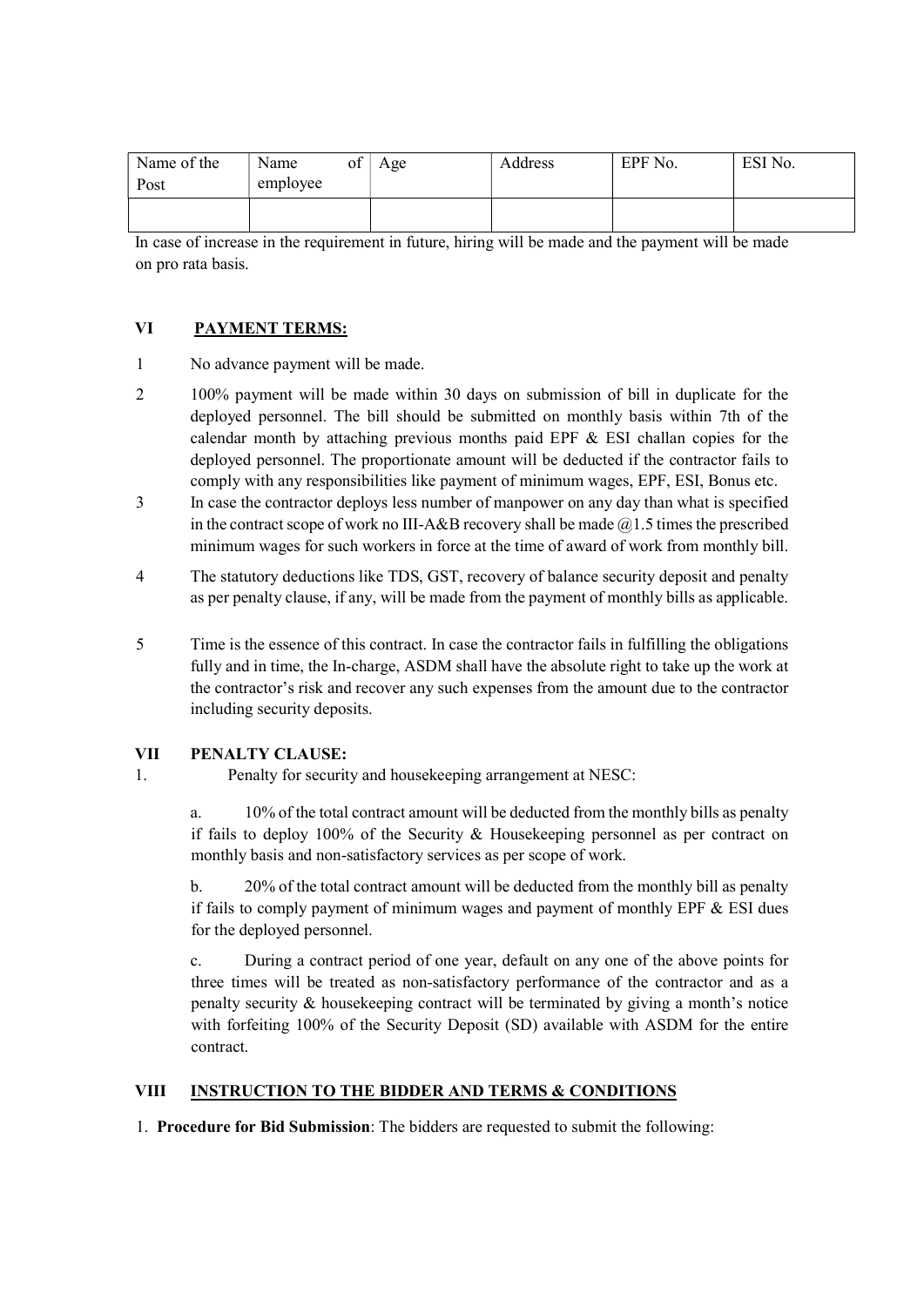| Name of the Post | Name of employee | Age | Address | EPF No. | ESI No. |
|---|---|---|---|---|---|
| | | | | | |

In case of increase in the requirement in future, hiring will be made and the payment will be made on pro rata basis.

## VI PAYMENT TERMS:

1 No advance payment will be made.

2 100% payment will be made within 30 days on submission of bill in duplicate for the deployed personnel. The bill should be submitted on monthly basis within 7th of the calendar month by attaching previous months paid EPF & ESI challan copies for the deployed personnel. The proportionate amount will be deducted if the contractor fails to comply with any responsibilities like payment of minimum wages, EPF, ESI, Bonus etc.

3 In case the contractor deploys less number of manpower on any day than what is specified in the contract scope of work no III-A&B recovery shall be made @1.5 times the prescribed minimum wages for such workers in force at the time of award of work from monthly bill.

4 The statutory deductions like TDS, GST, recovery of balance security deposit and penalty as per penalty clause, if any, will be made from the payment of monthly bills as applicable.

5 Time is the essence of this contract. In case the contractor fails in fulfilling the obligations fully and in time, the In-charge, ASDM shall have the absolute right to take up the work at the contractor's risk and recover any such expenses from the amount due to the contractor including security deposits.

## VII PENALTY CLAUSE:

1. Penalty for security and housekeeping arrangement at NESC:

   a. 10% of the total contract amount will be deducted from the monthly bills as penalty if fails to deploy 100% of the Security & Housekeeping personnel as per contract on monthly basis and non-satisfactory services as per scope of work.

   b. 20% of the total contract amount will be deducted from the monthly bill as penalty if fails to comply payment of minimum wages and payment of monthly EPF & ESI dues for the deployed personnel.

   c. During a contract period of one year, default on any one of the above points for three times will be treated as non-satisfactory performance of the contractor and as a penalty security & housekeeping contract will be terminated by giving a month's notice with forfeiting 100% of the Security Deposit (SD) available with ASDM for the entire contract.

## VIII INSTRUCTION TO THE BIDDER AND TERMS & CONDITIONS

1. **Procedure for Bid Submission**: The bidders are requested to submit the following: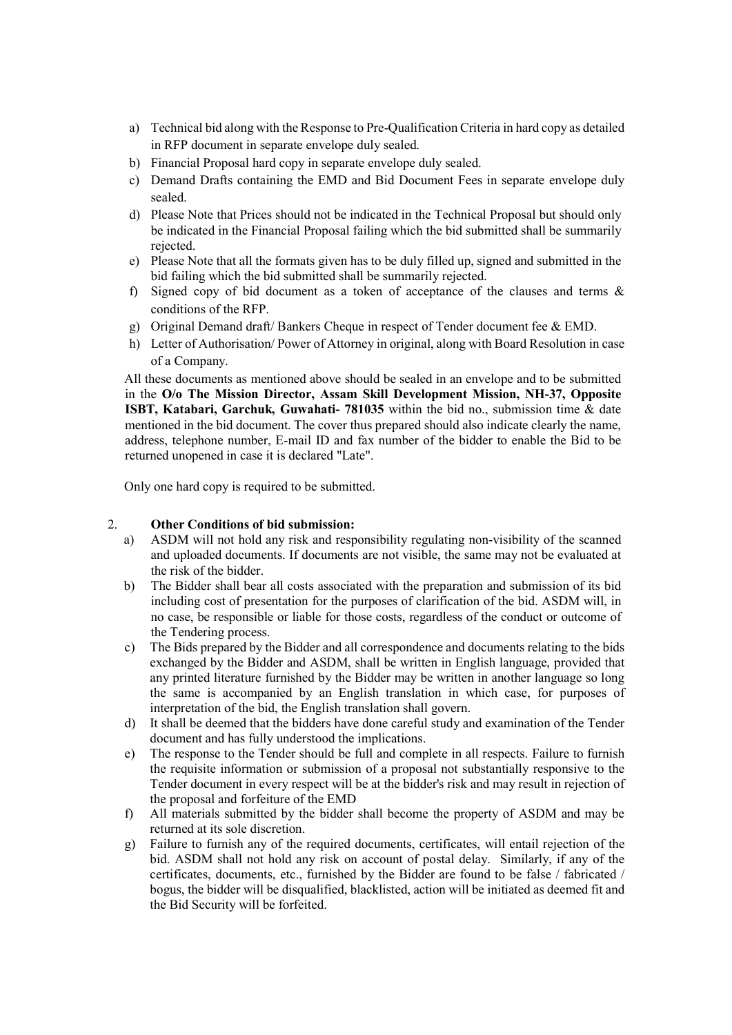a) Technical bid along with the Response to Pre-Qualification Criteria in hard copy as detailed in RFP document in separate envelope duly sealed.
b) Financial Proposal hard copy in separate envelope duly sealed.
c) Demand Drafts containing the EMD and Bid Document Fees in separate envelope duly sealed.
d) Please Note that Prices should not be indicated in the Technical Proposal but should only be indicated in the Financial Proposal failing which the bid submitted shall be summarily rejected.
e) Please Note that all the formats given has to be duly filled up, signed and submitted in the bid failing which the bid submitted shall be summarily rejected.
f) Signed copy of bid document as a token of acceptance of the clauses and terms & conditions of the RFP.
g) Original Demand draft/ Bankers Cheque in respect of Tender document fee & EMD.
h) Letter of Authorisation/ Power of Attorney in original, along with Board Resolution in case of a Company.

All these documents as mentioned above should be sealed in an envelope and to be submitted in the **O/o The Mission Director, Assam Skill Development Mission, NH-37, Opposite ISBT, Katabari, Garchuk, Guwahati- 781035** within the bid no., submission time & date mentioned in the bid document. The cover thus prepared should also indicate clearly the name, address, telephone number, E-mail ID and fax number of the bidder to enable the Bid to be returned unopened in case it is declared "Late".

Only one hard copy is required to be submitted.

2. **Other Conditions of bid submission:**

a) ASDM will not hold any risk and responsibility regulating non-visibility of the scanned and uploaded documents. If documents are not visible, the same may not be evaluated at the risk of the bidder.
b) The Bidder shall bear all costs associated with the preparation and submission of its bid including cost of presentation for the purposes of clarification of the bid. ASDM will, in no case, be responsible or liable for those costs, regardless of the conduct or outcome of the Tendering process.
c) The Bids prepared by the Bidder and all correspondence and documents relating to the bids exchanged by the Bidder and ASDM, shall be written in English language, provided that any printed literature furnished by the Bidder may be written in another language so long the same is accompanied by an English translation in which case, for purposes of interpretation of the bid, the English translation shall govern.
d) It shall be deemed that the bidders have done careful study and examination of the Tender document and has fully understood the implications.
e) The response to the Tender should be full and complete in all respects. Failure to furnish the requisite information or submission of a proposal not substantially responsive to the Tender document in every respect will be at the bidder's risk and may result in rejection of the proposal and forfeiture of the EMD
f) All materials submitted by the bidder shall become the property of ASDM and may be returned at its sole discretion.
g) Failure to furnish any of the required documents, certificates, will entail rejection of the bid. ASDM shall not hold any risk on account of postal delay. Similarly, if any of the certificates, documents, etc., furnished by the Bidder are found to be false / fabricated / bogus, the bidder will be disqualified, blacklisted, action will be initiated as deemed fit and the Bid Security will be forfeited.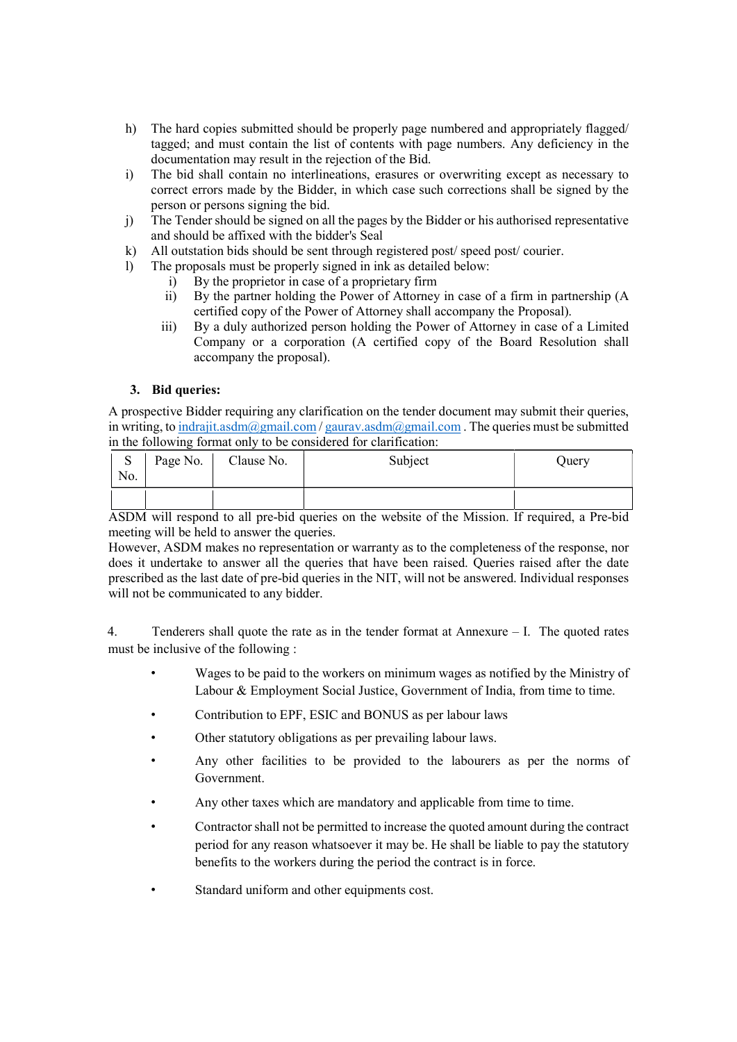h) The hard copies submitted should be properly page numbered and appropriately flagged/ tagged; and must contain the list of contents with page numbers. Any deficiency in the documentation may result in the rejection of the Bid.

i) The bid shall contain no interlineations, erasures or overwriting except as necessary to correct errors made by the Bidder, in which case such corrections shall be signed by the person or persons signing the bid.

j) The Tender should be signed on all the pages by the Bidder or his authorised representative and should be affixed with the bidder's Seal

k) All outstation bids should be sent through registered post/ speed post/ courier.

l) The proposals must be properly signed in ink as detailed below:
   - i) By the proprietor in case of a proprietary firm
   - ii) By the partner holding the Power of Attorney in case of a firm in partnership (A certified copy of the Power of Attorney shall accompany the Proposal).
   - iii) By a duly authorized person holding the Power of Attorney in case of a Limited Company or a corporation (A certified copy of the Board Resolution shall accompany the proposal).

### 3. Bid queries:

A prospective Bidder requiring any clarification on the tender document may submit their queries, in writing, to indrajit.asdm@gmail.com / gaurav.asdm@gmail.com . The queries must be submitted in the following format only to be considered for clarification:

| S No. | Page No. | Clause No. | Subject | Query |
|---|---|---|---|---|
| | | | | |

ASDM will respond to all pre-bid queries on the website of the Mission. If required, a Pre-bid meeting will be held to answer the queries.

However, ASDM makes no representation or warranty as to the completeness of the response, nor does it undertake to answer all the queries that have been raised. Queries raised after the date prescribed as the last date of pre-bid queries in the NIT, will not be answered. Individual responses will not be communicated to any bidder.

4. Tenderers shall quote the rate as in the tender format at Annexure – I. The quoted rates must be inclusive of the following :

- Wages to be paid to the workers on minimum wages as notified by the Ministry of Labour & Employment Social Justice, Government of India, from time to time.
- Contribution to EPF, ESIC and BONUS as per labour laws
- Other statutory obligations as per prevailing labour laws.
- Any other facilities to be provided to the labourers as per the norms of Government.
- Any other taxes which are mandatory and applicable from time to time.
- Contractor shall not be permitted to increase the quoted amount during the contract period for any reason whatsoever it may be. He shall be liable to pay the statutory benefits to the workers during the period the contract is in force.
- Standard uniform and other equipments cost.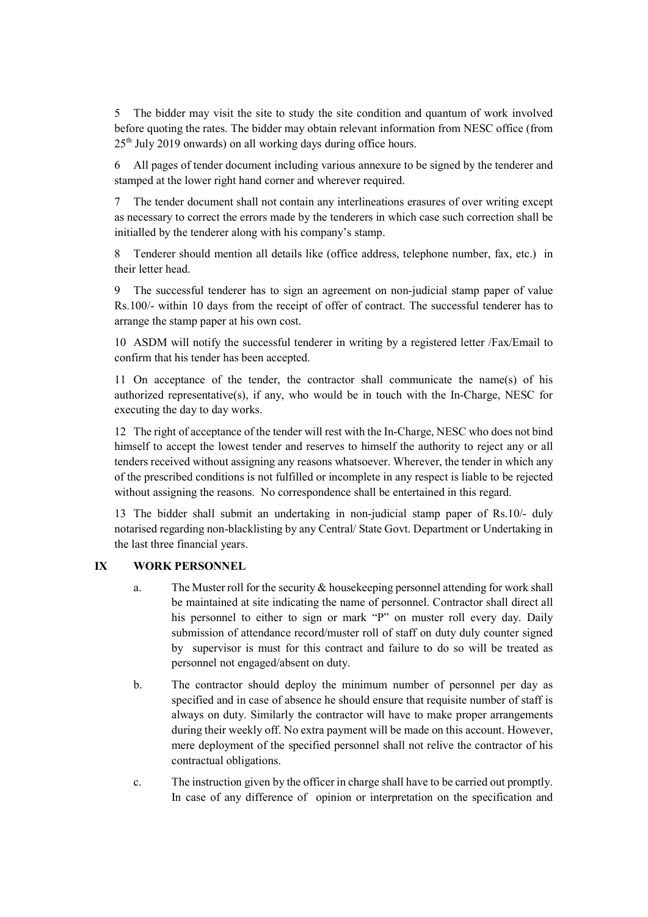5 The bidder may visit the site to study the site condition and quantum of work involved before quoting the rates. The bidder may obtain relevant information from NESC office (from 25th July 2019 onwards) on all working days during office hours.

6 All pages of tender document including various annexure to be signed by the tenderer and stamped at the lower right hand corner and wherever required.

7 The tender document shall not contain any interlineations erasures of over writing except as necessary to correct the errors made by the tenderers in which case such correction shall be initialled by the tenderer along with his company's stamp.

8 Tenderer should mention all details like (office address, telephone number, fax, etc.) in their letter head.

9 The successful tenderer has to sign an agreement on non-judicial stamp paper of value Rs.100/- within 10 days from the receipt of offer of contract. The successful tenderer has to arrange the stamp paper at his own cost.

10 ASDM will notify the successful tenderer in writing by a registered letter /Fax/Email to confirm that his tender has been accepted.

11 On acceptance of the tender, the contractor shall communicate the name(s) of his authorized representative(s), if any, who would be in touch with the In-Charge, NESC for executing the day to day works.

12 The right of acceptance of the tender will rest with the In-Charge, NESC who does not bind himself to accept the lowest tender and reserves to himself the authority to reject any or all tenders received without assigning any reasons whatsoever. Wherever, the tender in which any of the prescribed conditions is not fulfilled or incomplete in any respect is liable to be rejected without assigning the reasons. No correspondence shall be entertained in this regard.

13 The bidder shall submit an undertaking in non-judicial stamp paper of Rs.10/- duly notarised regarding non-blacklisting by any Central/ State Govt. Department or Undertaking in the last three financial years.

## IX WORK PERSONNEL

a. The Muster roll for the security & housekeeping personnel attending for work shall be maintained at site indicating the name of personnel. Contractor shall direct all his personnel to either to sign or mark "P" on muster roll every day. Daily submission of attendance record/muster roll of staff on duty duly counter signed by supervisor is must for this contract and failure to do so will be treated as personnel not engaged/absent on duty.

b. The contractor should deploy the minimum number of personnel per day as specified and in case of absence he should ensure that requisite number of staff is always on duty. Similarly the contractor will have to make proper arrangements during their weekly off. No extra payment will be made on this account. However, mere deployment of the specified personnel shall not relive the contractor of his contractual obligations.

c. The instruction given by the officer in charge shall have to be carried out promptly. In case of any difference of opinion or interpretation on the specification and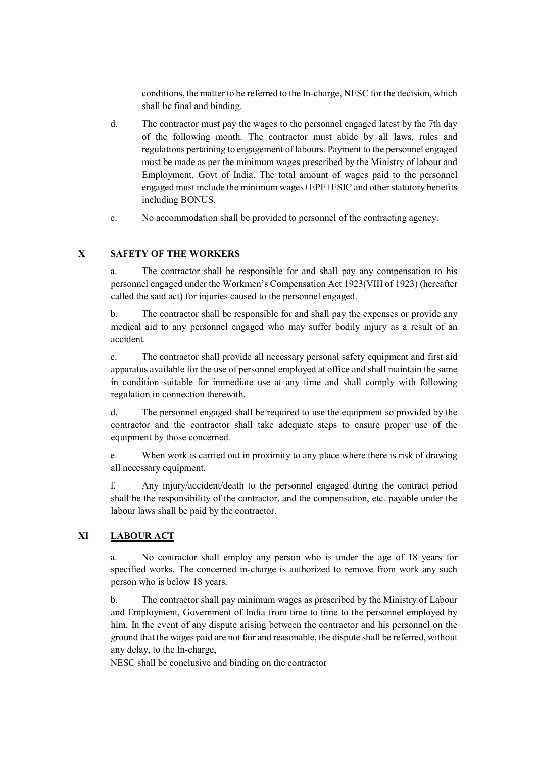conditions, the matter to be referred to the In-charge, NESC for the decision, which shall be final and binding.

d. The contractor must pay the wages to the personnel engaged latest by the 7th day of the following month. The contractor must abide by all laws, rules and regulations pertaining to engagement of labours. Payment to the personnel engaged must be made as per the minimum wages prescribed by the Ministry of labour and Employment, Govt of India. The total amount of wages paid to the personnel engaged must include the minimum wages+EPF+ESIC and other statutory benefits including BONUS.

e. No accommodation shall be provided to personnel of the contracting agency.

## X SAFETY OF THE WORKERS

a. The contractor shall be responsible for and shall pay any compensation to his personnel engaged under the Workmen's Compensation Act 1923(VIII of 1923) (hereafter called the said act) for injuries caused to the personnel engaged.

b. The contractor shall be responsible for and shall pay the expenses or provide any medical aid to any personnel engaged who may suffer bodily injury as a result of an accident.

c. The contractor shall provide all necessary personal safety equipment and first aid apparatus available for the use of personnel employed at office and shall maintain the same in condition suitable for immediate use at any time and shall comply with following regulation in connection therewith.

d. The personnel engaged shall be required to use the equipment so provided by the contractor and the contractor shall take adequate steps to ensure proper use of the equipment by those concerned.

e. When work is carried out in proximity to any place where there is risk of drawing all necessary equipment.

f. Any injury/accident/death to the personnel engaged during the contract period shall be the responsibility of the contractor, and the compensation, etc. payable under the labour laws shall be paid by the contractor.

## XI <u>LABOUR ACT</u>

a. No contractor shall employ any person who is under the age of 18 years for specified works. The concerned in-charge is authorized to remove from work any such person who is below 18 years.

b. The contractor shall pay minimum wages as prescribed by the Ministry of Labour and Employment, Government of India from time to time to the personnel employed by him. In the event of any dispute arising between the contractor and his personnel on the ground that the wages paid are not fair and reasonable, the dispute shall be referred, without any delay, to the In-charge,

NESC shall be conclusive and binding on the contractor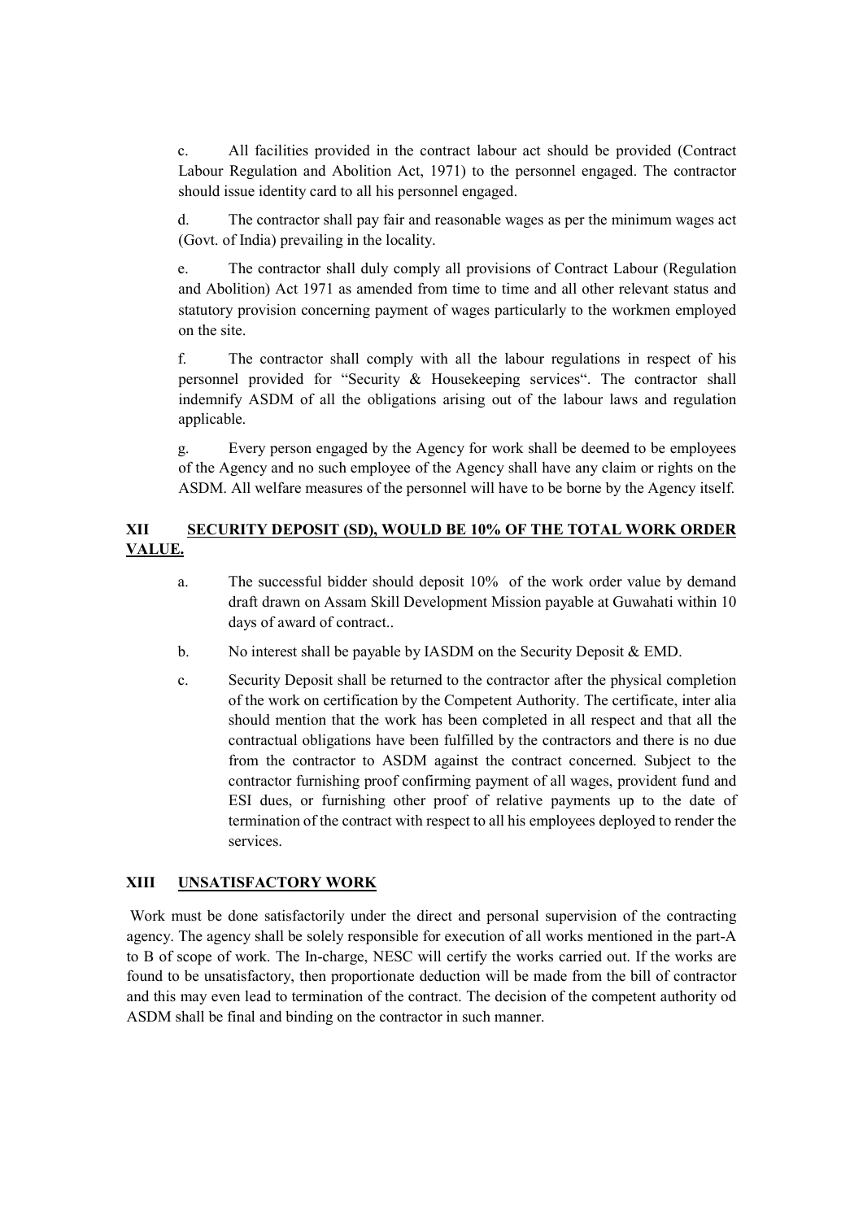c. All facilities provided in the contract labour act should be provided (Contract Labour Regulation and Abolition Act, 1971) to the personnel engaged. The contractor should issue identity card to all his personnel engaged.

d. The contractor shall pay fair and reasonable wages as per the minimum wages act (Govt. of India) prevailing in the locality.

e. The contractor shall duly comply all provisions of Contract Labour (Regulation and Abolition) Act 1971 as amended from time to time and all other relevant status and statutory provision concerning payment of wages particularly to the workmen employed on the site.

f. The contractor shall comply with all the labour regulations in respect of his personnel provided for "Security & Housekeeping services". The contractor shall indemnify ASDM of all the obligations arising out of the labour laws and regulation applicable.

g. Every person engaged by the Agency for work shall be deemed to be employees of the Agency and no such employee of the Agency shall have any claim or rights on the ASDM. All welfare measures of the personnel will have to be borne by the Agency itself.

## XII SECURITY DEPOSIT (SD), WOULD BE 10% OF THE TOTAL WORK ORDER VALUE.

a. The successful bidder should deposit 10% of the work order value by demand draft drawn on Assam Skill Development Mission payable at Guwahati within 10 days of award of contract..

b. No interest shall be payable by IASDM on the Security Deposit & EMD.

c. Security Deposit shall be returned to the contractor after the physical completion of the work on certification by the Competent Authority. The certificate, inter alia should mention that the work has been completed in all respect and that all the contractual obligations have been fulfilled by the contractors and there is no due from the contractor to ASDM against the contract concerned. Subject to the contractor furnishing proof confirming payment of all wages, provident fund and ESI dues, or furnishing other proof of relative payments up to the date of termination of the contract with respect to all his employees deployed to render the services.

## XIII UNSATISFACTORY WORK

Work must be done satisfactorily under the direct and personal supervision of the contracting agency. The agency shall be solely responsible for execution of all works mentioned in the part-A to B of scope of work. The In-charge, NESC will certify the works carried out. If the works are found to be unsatisfactory, then proportionate deduction will be made from the bill of contractor and this may even lead to termination of the contract. The decision of the competent authority od ASDM shall be final and binding on the contractor in such manner.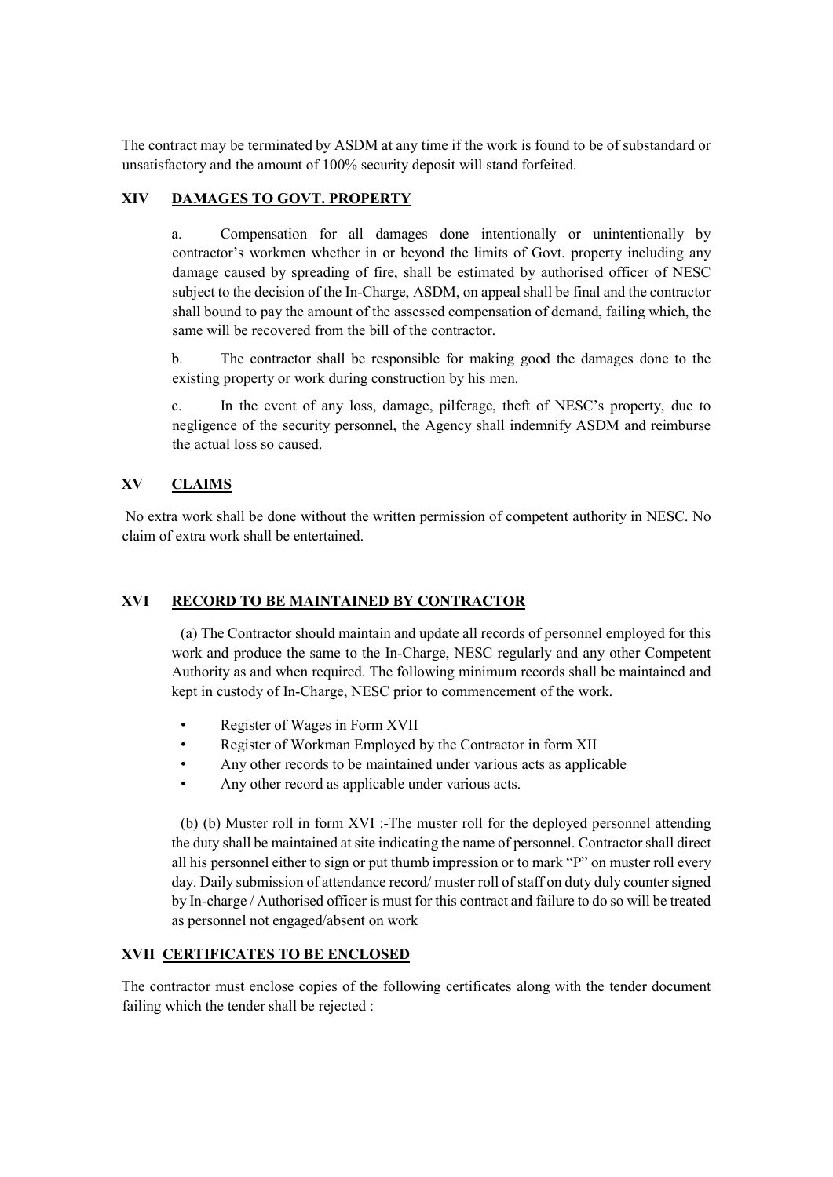The contract may be terminated by ASDM at any time if the work is found to be of substandard or unsatisfactory and the amount of 100% security deposit will stand forfeited.

## XIV DAMAGES TO GOVT. PROPERTY

a. Compensation for all damages done intentionally or unintentionally by contractor's workmen whether in or beyond the limits of Govt. property including any damage caused by spreading of fire, shall be estimated by authorised officer of NESC subject to the decision of the In-Charge, ASDM, on appeal shall be final and the contractor shall bound to pay the amount of the assessed compensation of demand, failing which, the same will be recovered from the bill of the contractor.

b. The contractor shall be responsible for making good the damages done to the existing property or work during construction by his men.

c. In the event of any loss, damage, pilferage, theft of NESC's property, due to negligence of the security personnel, the Agency shall indemnify ASDM and reimburse the actual loss so caused.

## XV CLAIMS

No extra work shall be done without the written permission of competent authority in NESC. No claim of extra work shall be entertained.

## XVI RECORD TO BE MAINTAINED BY CONTRACTOR

(a) The Contractor should maintain and update all records of personnel employed for this work and produce the same to the In-Charge, NESC regularly and any other Competent Authority as and when required. The following minimum records shall be maintained and kept in custody of In-Charge, NESC prior to commencement of the work.

- Register of Wages in Form XVII
- Register of Workman Employed by the Contractor in form XII
- Any other records to be maintained under various acts as applicable
- Any other record as applicable under various acts.

(b) (b) Muster roll in form XVI :-The muster roll for the deployed personnel attending the duty shall be maintained at site indicating the name of personnel. Contractor shall direct all his personnel either to sign or put thumb impression or to mark "P" on muster roll every day. Daily submission of attendance record/ muster roll of staff on duty duly counter signed by In-charge / Authorised officer is must for this contract and failure to do so will be treated as personnel not engaged/absent on work

## XVII CERTIFICATES TO BE ENCLOSED

The contractor must enclose copies of the following certificates along with the tender document failing which the tender shall be rejected :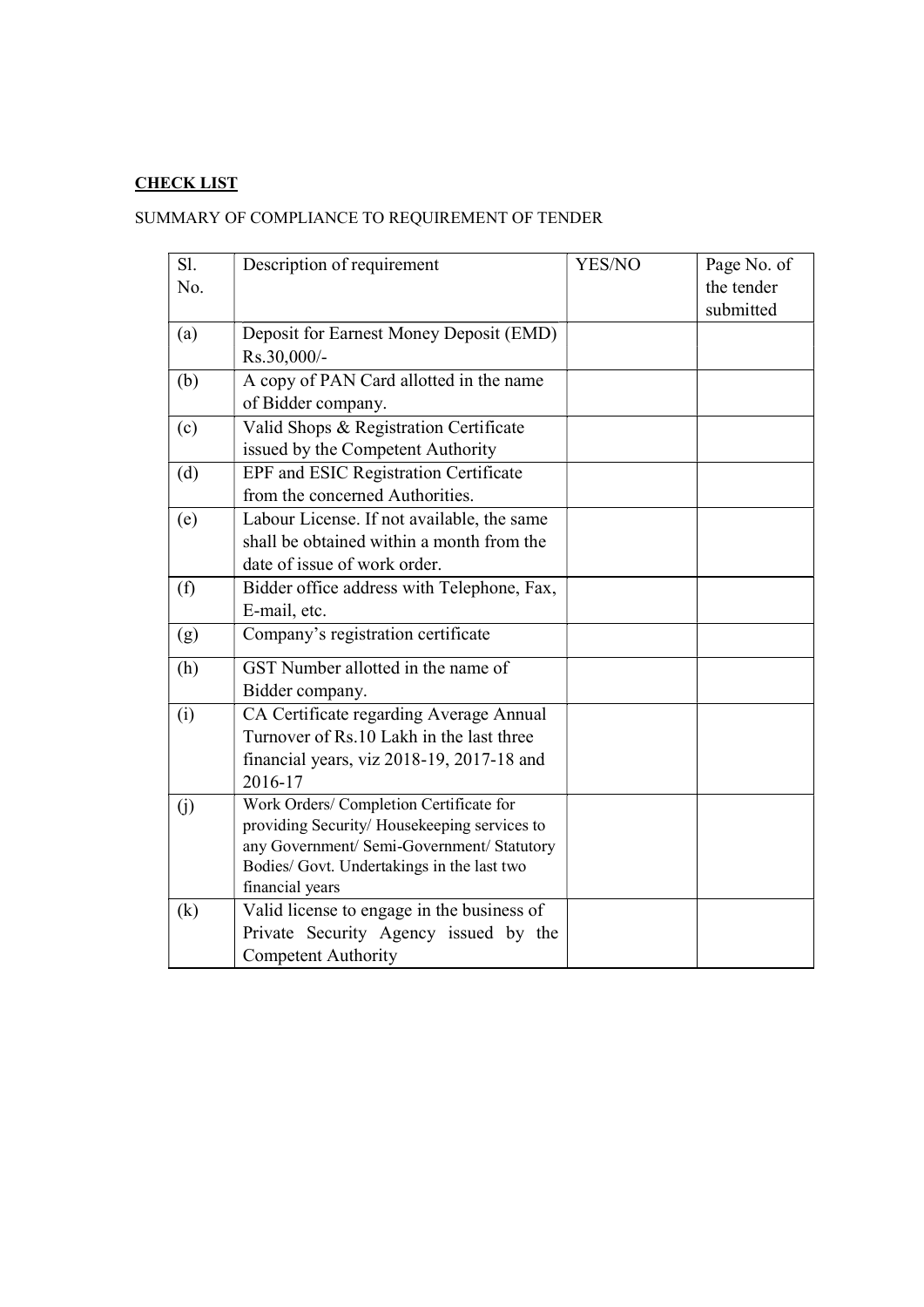**CHECK LIST**

SUMMARY OF COMPLIANCE TO REQUIREMENT OF TENDER

| Sl. No. | Description of requirement | YES/NO | Page No. of the tender submitted |
|---|---|---|---|
| (a) | Deposit for Earnest Money Deposit (EMD) Rs.30,000/- | | |
| (b) | A copy of PAN Card allotted in the name of Bidder company. | | |
| (c) | Valid Shops & Registration Certificate issued by the Competent Authority | | |
| (d) | EPF and ESIC Registration Certificate from the concerned Authorities. | | |
| (e) | Labour License. If not available, the same shall be obtained within a month from the date of issue of work order. | | |
| (f) | Bidder office address with Telephone, Fax, E-mail, etc. | | |
| (g) | Company's registration certificate | | |
| (h) | GST Number allotted in the name of Bidder company. | | |
| (i) | CA Certificate regarding Average Annual Turnover of Rs.10 Lakh in the last three financial years, viz 2018-19, 2017-18 and 2016-17 | | |
| (j) | Work Orders/ Completion Certificate for providing Security/ Housekeeping services to any Government/ Semi-Government/ Statutory Bodies/ Govt. Undertakings in the last two financial years | | |
| (k) | Valid license to engage in the business of Private Security Agency issued by the Competent Authority | | |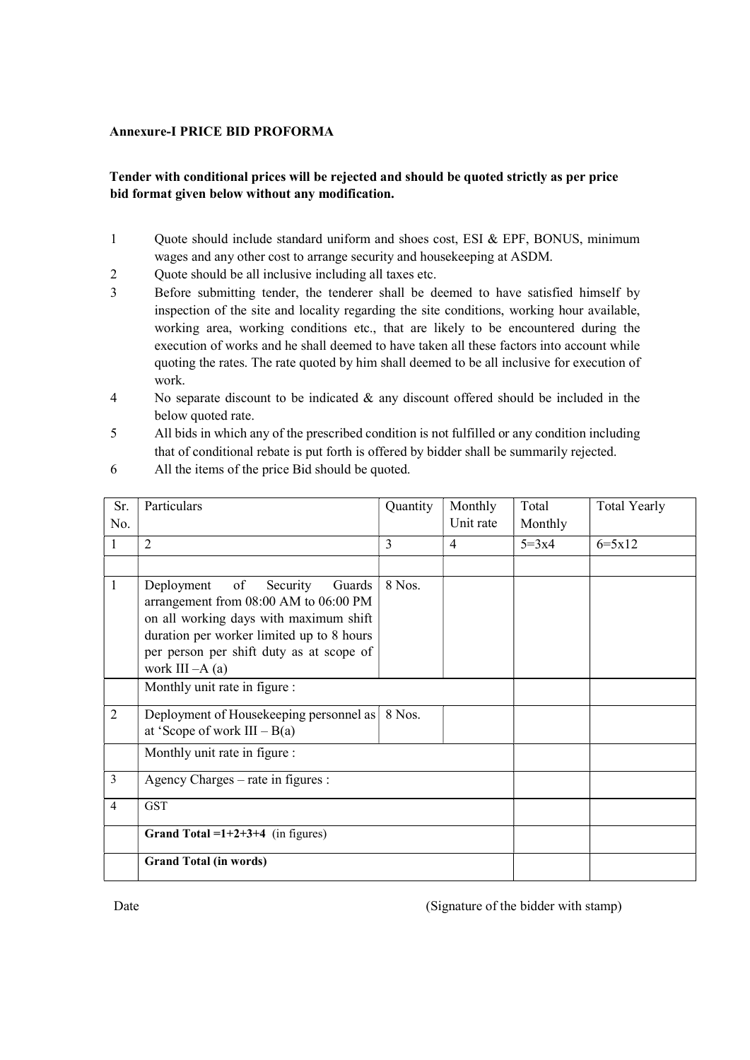**Annexure-I PRICE BID PROFORMA**

**Tender with conditional prices will be rejected and should be quoted strictly as per price bid format given below without any modification.**

1. Quote should include standard uniform and shoes cost, ESI & EPF, BONUS, minimum wages and any other cost to arrange security and housekeeping at ASDM.
2. Quote should be all inclusive including all taxes etc.
3. Before submitting tender, the tenderer shall be deemed to have satisfied himself by inspection of the site and locality regarding the site conditions, working hour available, working area, working conditions etc., that are likely to be encountered during the execution of works and he shall deemed to have taken all these factors into account while quoting the rates. The rate quoted by him shall deemed to be all inclusive for execution of work.
4. No separate discount to be indicated & any discount offered should be included in the below quoted rate.
5. All bids in which any of the prescribed condition is not fulfilled or any condition including that of conditional rebate is put forth is offered by bidder shall be summarily rejected.
6. All the items of the price Bid should be quoted.

| Sr. No. | Particulars | Quantity | Monthly Unit rate | Total Monthly | Total Yearly |
|---|---|---|---|---|---|
| 1 | 2 | 3 | 4 | 5=3x4 | 6=5x12 |
| | | | | | |
| 1 | Deployment of Security Guards arrangement from 08:00 AM to 06:00 PM on all working days with maximum shift duration per worker limited up to 8 hours per person per shift duty as at scope of work III –A (a) | 8 Nos. | | | |
| | Monthly unit rate in figure : | | | | |
| 2 | Deployment of Housekeeping personnel as at 'Scope of work III – B(a) | 8 Nos. | | | |
| | Monthly unit rate in figure : | | | | |
| 3 | Agency Charges – rate in figures : | | | | |
| 4 | GST | | | | |
| | **Grand Total =1+2+3+4** (in figures) | | | | |
| | **Grand Total (in words)** | | | | |

Date (Signature of the bidder with stamp)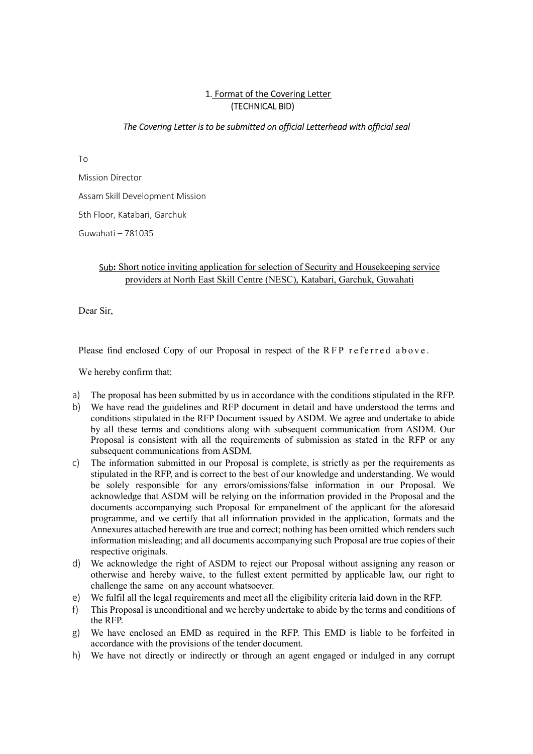## 1. Format of the Covering Letter
## (TECHNICAL BID)

*The Covering Letter is to be submitted on official Letterhead with official seal*

To

Mission Director

Assam Skill Development Mission

5th Floor, Katabari, Garchuk

Guwahati – 781035

Sub: Short notice inviting application for selection of Security and Housekeeping service providers at North East Skill Centre (NESC), Katabari, Garchuk, Guwahati

Dear Sir,

Please find enclosed Copy of our Proposal in respect of the RFP referred above.

We hereby confirm that:

a) The proposal has been submitted by us in accordance with the conditions stipulated in the RFP.

b) We have read the guidelines and RFP document in detail and have understood the terms and conditions stipulated in the RFP Document issued by ASDM. We agree and undertake to abide by all these terms and conditions along with subsequent communication from ASDM. Our Proposal is consistent with all the requirements of submission as stated in the RFP or any subsequent communications from ASDM.

c) The information submitted in our Proposal is complete, is strictly as per the requirements as stipulated in the RFP, and is correct to the best of our knowledge and understanding. We would be solely responsible for any errors/omissions/false information in our Proposal. We acknowledge that ASDM will be relying on the information provided in the Proposal and the documents accompanying such Proposal for empanelment of the applicant for the aforesaid programme, and we certify that all information provided in the application, formats and the Annexures attached herewith are true and correct; nothing has been omitted which renders such information misleading; and all documents accompanying such Proposal are true copies of their respective originals.

d) We acknowledge the right of ASDM to reject our Proposal without assigning any reason or otherwise and hereby waive, to the fullest extent permitted by applicable law, our right to challenge the same on any account whatsoever.

e) We fulfil all the legal requirements and meet all the eligibility criteria laid down in the RFP.

f) This Proposal is unconditional and we hereby undertake to abide by the terms and conditions of the RFP.

g) We have enclosed an EMD as required in the RFP. This EMD is liable to be forfeited in accordance with the provisions of the tender document.

h) We have not directly or indirectly or through an agent engaged or indulged in any corrupt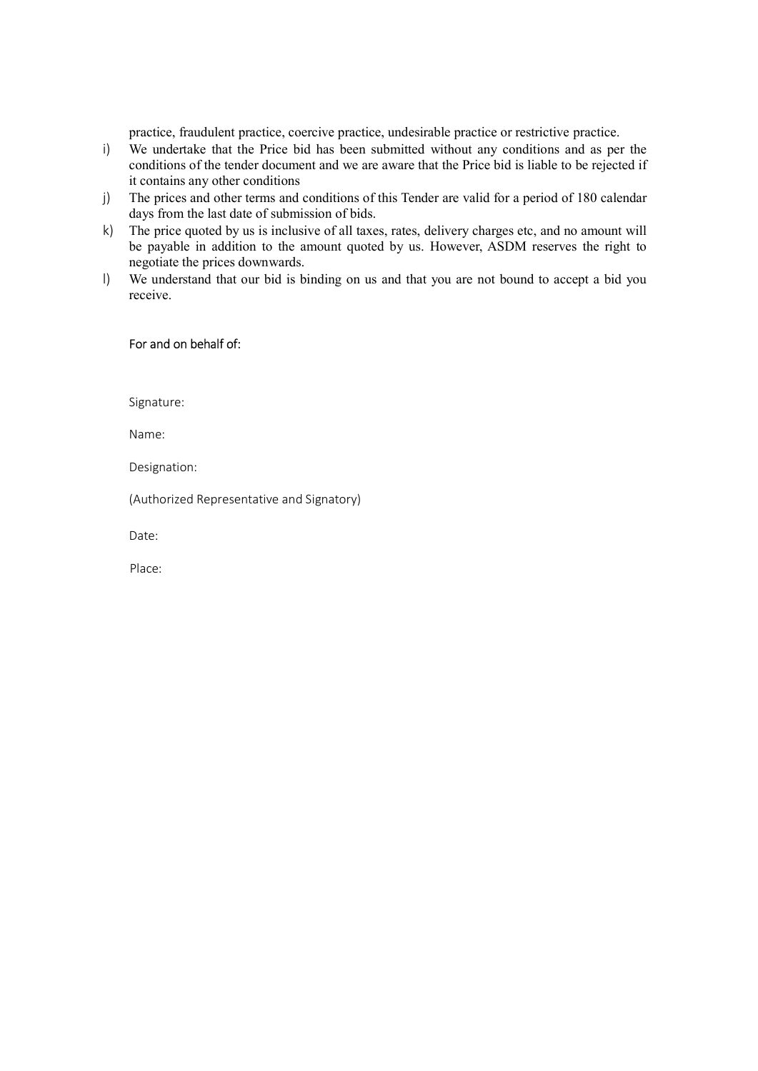practice, fraudulent practice, coercive practice, undesirable practice or restrictive practice.

i) We undertake that the Price bid has been submitted without any conditions and as per the conditions of the tender document and we are aware that the Price bid is liable to be rejected if it contains any other conditions

j) The prices and other terms and conditions of this Tender are valid for a period of 180 calendar days from the last date of submission of bids.

k) The price quoted by us is inclusive of all taxes, rates, delivery charges etc, and no amount will be payable in addition to the amount quoted by us. However, ASDM reserves the right to negotiate the prices downwards.

l) We understand that our bid is binding on us and that you are not bound to accept a bid you receive.

For and on behalf of:

Signature:

Name:

Designation:

(Authorized Representative and Signatory)

Date:

Place: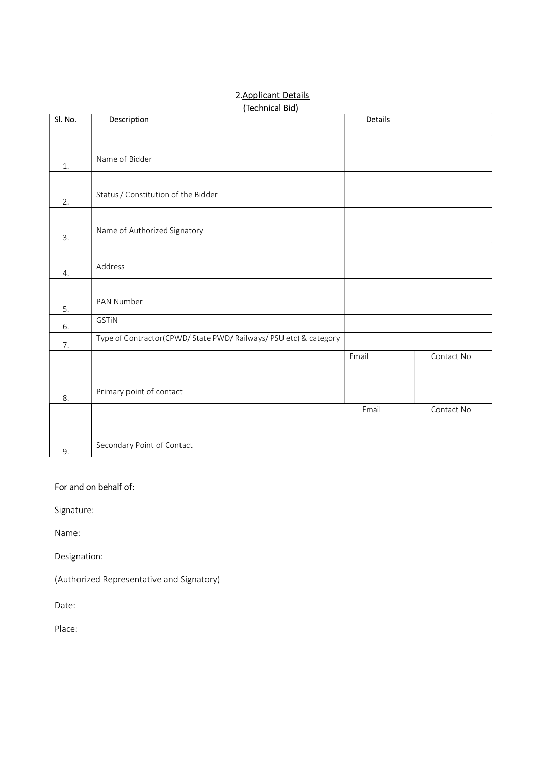## 2.Applicant Details
### (Technical Bid)

| Sl. No. | Description | Details | |
|---|---|---|---|
| 1. | Name of Bidder | | |
| 2. | Status / Constitution of the Bidder | | |
| 3. | Name of Authorized Signatory | | |
| 4. | Address | | |
| 5. | PAN Number | | |
| 6. | GSTiN | | |
| 7. | Type of Contractor(CPWD/ State PWD/ Railways/ PSU etc) & category | | |
| 8. | Primary point of contact | Email | Contact No |
| 9. | Secondary Point of Contact | Email | Contact No |

For and on behalf of:

Signature:

Name:

Designation:

(Authorized Representative and Signatory)

Date:

Place: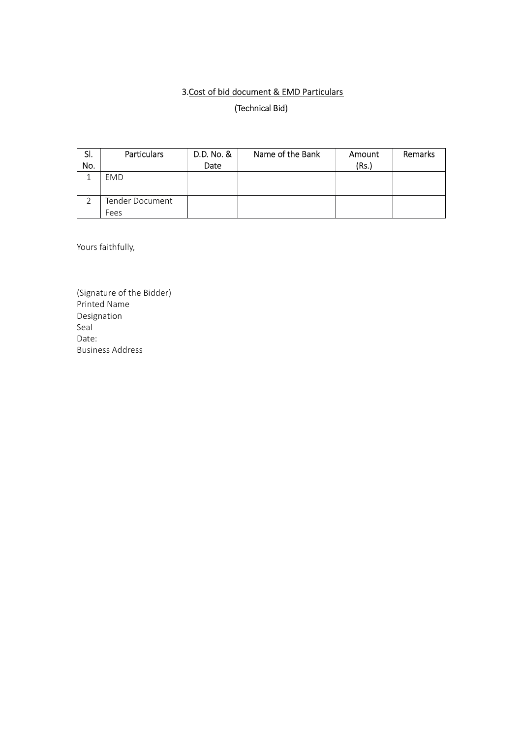## 3. Cost of bid document & EMD Particulars

(Technical Bid)

| Sl. No. | Particulars | D.D. No. & Date | Name of the Bank | Amount (Rs.) | Remarks |
|---|---|---|---|---|---|
| 1 | EMD | | | | |
| 2 | Tender Document Fees | | | | |

Yours faithfully,

(Signature of the Bidder)
Printed Name
Designation
Seal
Date:
Business Address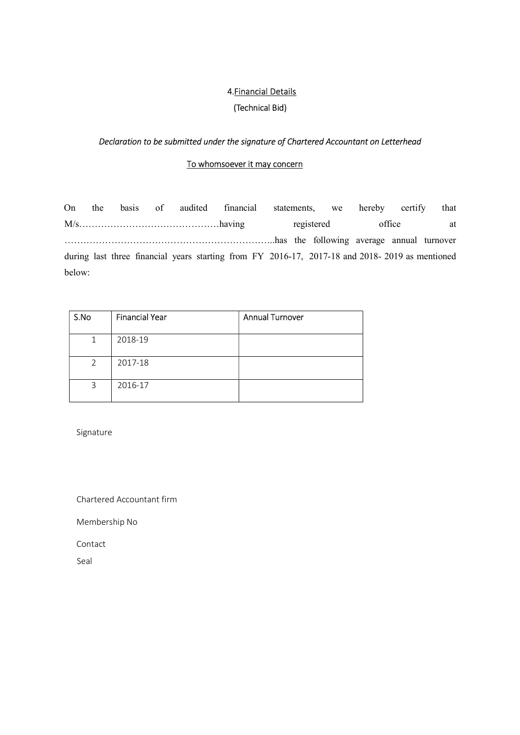## 4.<u>Financial Details</u>

(Technical Bid)

*Declaration to be submitted under the signature of Chartered Accountant on Letterhead*

<u>To whomsoever it may concern</u>

On the basis of audited financial statements, we hereby certify that M/s………………………………………having registered office at …………………………………………………………..has the following average annual turnover during last three financial years starting from FY 2016-17, 2017-18 and 2018- 2019 as mentioned below:

| S.No | Financial Year | Annual Turnover |
|---|---|---|
| 1 | 2018-19 | |
| 2 | 2017-18 | |
| 3 | 2016-17 | |

Signature

Chartered Accountant firm

Membership No

Contact

Seal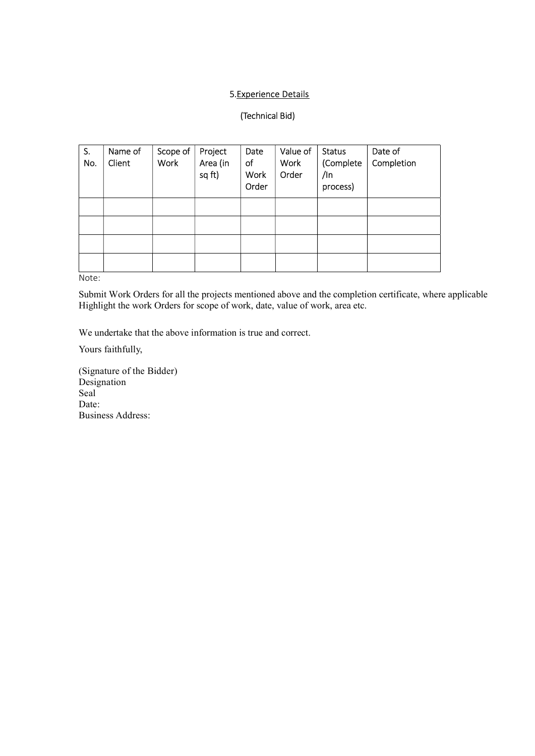## 5.Experience Details

(Technical Bid)

| S. No. | Name of Client | Scope of Work | Project Area (in sq ft) | Date of Work Order | Value of Work Order | Status (Complete /In process) | Date of Completion |
|---|---|---|---|---|---|---|---|
| | | | | | | | |
| | | | | | | | |
| | | | | | | | |
| | | | | | | | |

Note:

Submit Work Orders for all the projects mentioned above and the completion certificate, where applicable Highlight the work Orders for scope of work, date, value of work, area etc.

We undertake that the above information is true and correct.

Yours faithfully,

(Signature of the Bidder)
Designation
Seal
Date:
Business Address: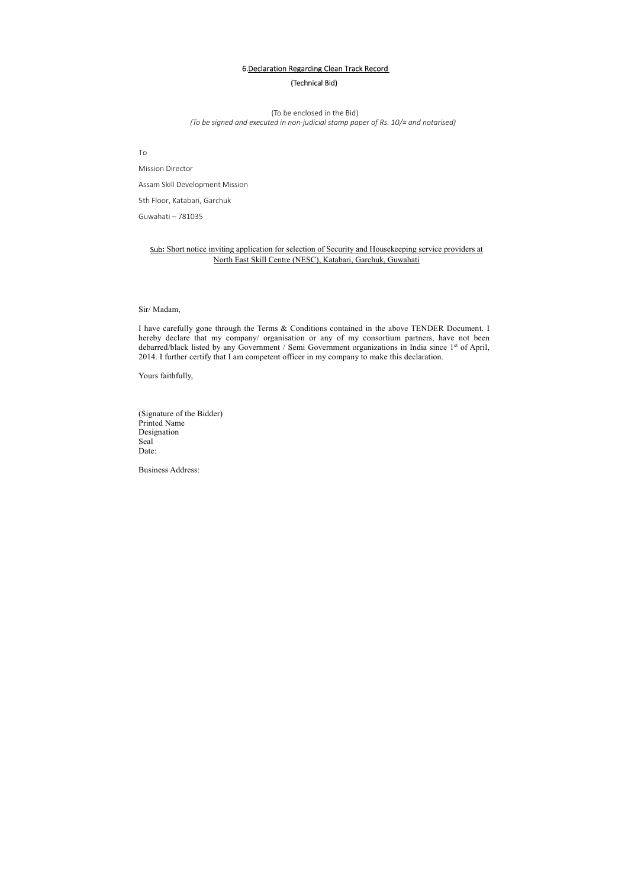## 6.Declaration Regarding Clean Track Record

(Technical Bid)

(To be enclosed in the Bid)

*(To be signed and executed in non-judicial stamp paper of Rs. 10/= and notarised)*

To

Mission Director

Assam Skill Development Mission

5th Floor, Katabari, Garchuk

Guwahati – 781035

Sub: Short notice inviting application for selection of Security and Housekeeping service providers at North East Skill Centre (NESC), Katabari, Garchuk, Guwahati

Sir/ Madam,

I have carefully gone through the Terms & Conditions contained in the above TENDER Document. I hereby declare that my company/ organisation or any of my consortium partners, have not been debarred/black listed by any Government / Semi Government organizations in India since 1st of April, 2014. I further certify that I am competent officer in my company to make this declaration.

Yours faithfully,

(Signature of the Bidder)
Printed Name
Designation
Seal
Date:

Business Address: